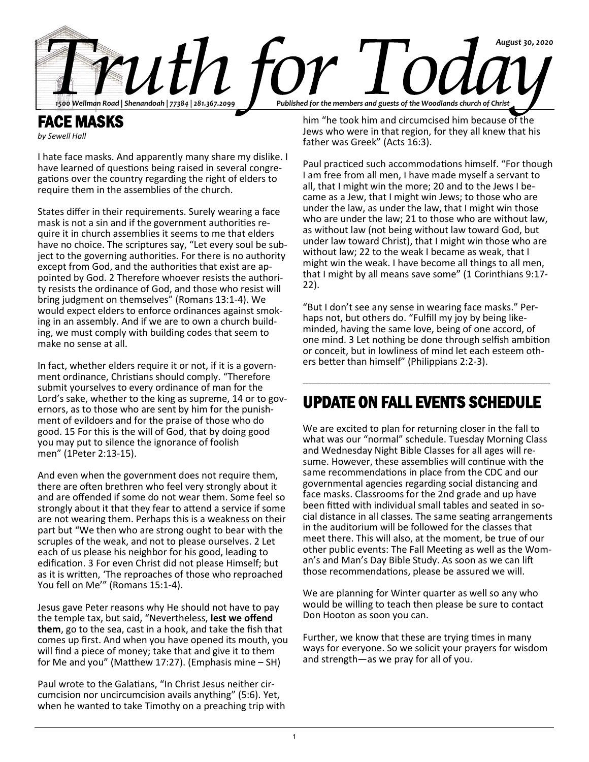# Truth for Today

*August 30, 2020*

*1500 Wellman Road | Shenandoah | 77384 | 281.367.2099*

*Published for the members and guests of the Woodlands church of Christ*

## FACE MASKS

*by Sewell Hall*

I hate face masks. And apparently many share my dislike. I have learned of questions being raised in several congregations over the country regarding the right of elders to require them in the assemblies of the church.

States differ in their requirements. Surely wearing a face mask is not a sin and if the government authorities require it in church assemblies it seems to me that elders have no choice. The scriptures say, "Let every soul be subject to the governing authorities. For there is no authority except from God, and the authorities that exist are appointed by God. 2 Therefore whoever resists the authority resists the ordinance of God, and those who resist will bring judgment on themselves" (Romans 13:1-4). We would expect elders to enforce ordinances against smoking in an assembly. And if we are to own a church building, we must comply with building codes that seem to make no sense at all.

In fact, whether elders require it or not, if it is a government ordinance, Christians should comply. "Therefore submit yourselves to every ordinance of man for the Lord's sake, whether to the king as supreme, 14 or to governors, as to those who are sent by him for the punishment of evildoers and for the praise of those who do good. 15 For this is the will of God, that by doing good you may put to silence the ignorance of foolish men" (1Peter 2:13-15).

And even when the government does not require them, there are often brethren who feel very strongly about it and are offended if some do not wear them. Some feel so strongly about it that they fear to attend a service if some are not wearing them. Perhaps this is a weakness on their part but "We then who are strong ought to bear with the scruples of the weak, and not to please ourselves. 2 Let each of us please his neighbor for his good, leading to edification. 3 For even Christ did not please Himself; but as it is written, 'The reproaches of those who reproached You fell on Me'" (Romans 15:1-4).

Jesus gave Peter reasons why He should not have to pay the temple tax, but said, "Nevertheless, **lest we offend them**, go to the sea, cast in a hook, and take the fish that comes up first. And when you have opened its mouth, you will find a piece of money; take that and give it to them for Me and you" (Matthew 17:27). (Emphasis mine – SH)

Paul wrote to the Galatians, "In Christ Jesus neither circumcision nor uncircumcision avails anything" (5:6). Yet, when he wanted to take Timothy on a preaching trip with him "he took him and circumcised him because of the Jews who were in that region, for they all knew that his father was Greek" (Acts 16:3).

Paul practiced such accommodations himself. "For though I am free from all men, I have made myself a servant to all, that I might win the more; 20 and to the Jews I became as a Jew, that I might win Jews; to those who are under the law, as under the law, that I might win those who are under the law; 21 to those who are without law, as without law (not being without law toward God, but under law toward Christ), that I might win those who are without law; 22 to the weak I became as weak, that I might win the weak. I have become all things to all men, that I might by all means save some" (1 Corinthians 9:17-22).

"But I don't see any sense in wearing face masks." Perhaps not, but others do. "Fulfill my joy by being like-minded, having the same love, being of one accord, of one mind. 3 Let nothing be done through selfish ambition or conceit, but in lowliness of mind let each esteem others better than himself" (Philippians 2:2-3).

---

## UPDATE ON FALL EVENTS SCHEDULE

We are excited to plan for returning closer in the fall to what was our "normal" schedule. Tuesday Morning Class and Wednesday Night Bible Classes for all ages will resume. However, these assemblies will continue with the same recommendations in place from the CDC and our governmental agencies regarding social distancing and face masks. Classrooms for the 2nd grade and up have been fitted with individual small tables and seated in social distance in all classes. The same seating arrangements in the auditorium will be followed for the classes that meet there. This will also, at the moment, be true of our other public events: The Fall Meeting as well as the Woman's and Man's Day Bible Study. As soon as we can lift those recommendations, please be assured we will.

We are planning for Winter quarter as well so any who would be willing to teach then please be sure to contact Don Hooton as soon you can.

Further, we know that these are trying times in many ways for everyone. So we solicit your prayers for wisdom and strength—as we pray for all of you.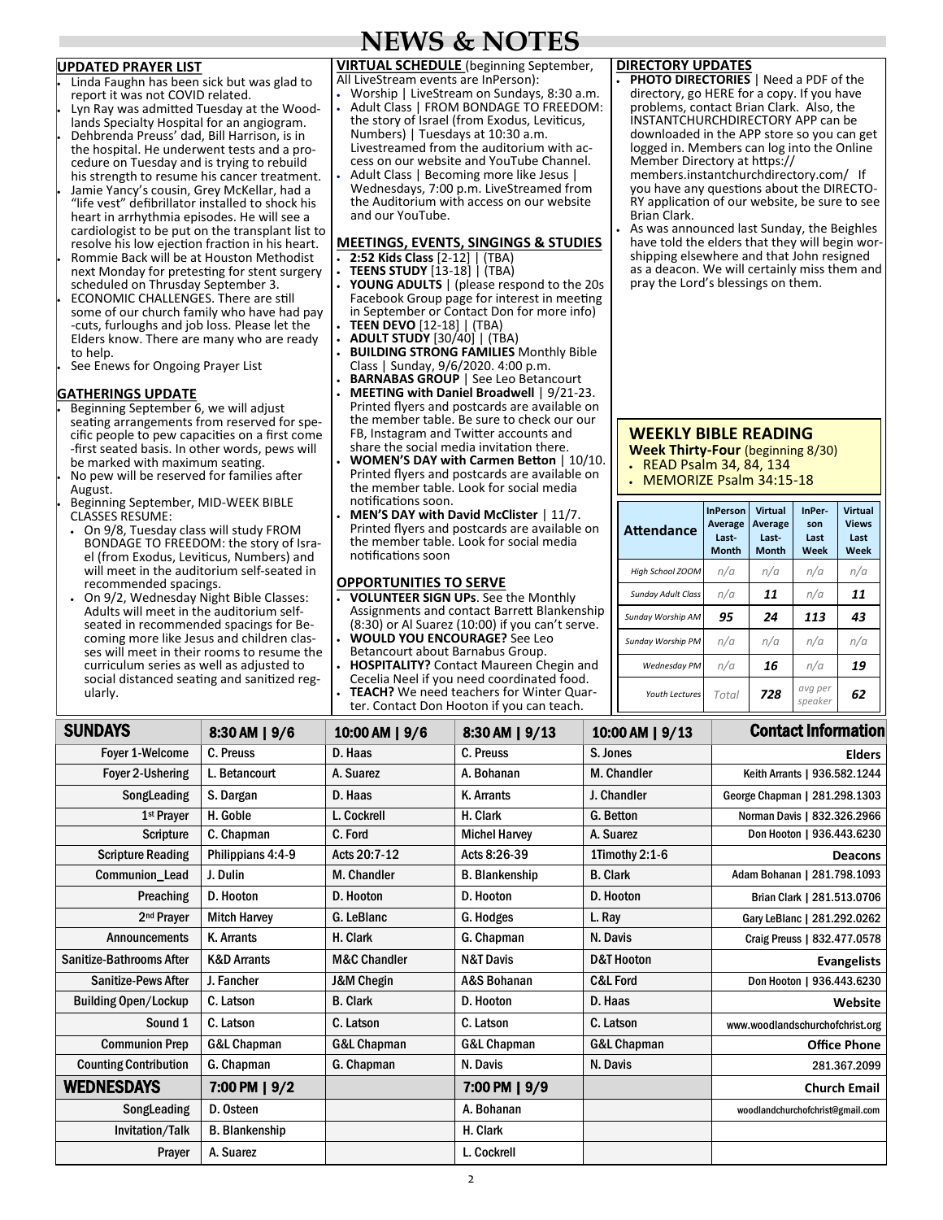# NEWS & NOTES

## UPDATED PRAYER LIST

- Linda Faughn has been sick but was glad to report it was not COVID related.
- Lyn Ray was admitted Tuesday at the Woodlands Specialty Hospital for an angiogram.
- Dehbrenda Preuss' dad, Bill Harrison, is in the hospital. He underwent tests and a procedure on Tuesday and is trying to rebuild his strength to resume his cancer treatment.
- Jamie Yancy's cousin, Grey McKellar, had a "life vest" defibrillator installed to shock his heart in arrhythmia episodes. He will see a cardiologist to be put on the transplant list to resolve his low ejection fraction in his heart.
- Rommie Back will be at Houston Methodist next Monday for pretesting for stent surgery scheduled on Thursday September 3.
- ECONOMIC CHALLENGES. There are still some of our church family who have had pay-cuts, furloughs and job loss. Please let the Elders know. There are many who are ready to help.
- See Enews for Ongoing Prayer List

## GATHERINGS UPDATE

- Beginning September 6, we will adjust seating arrangements from reserved for specific people to pew capacities on a first come-first seated basis. In other words, pews will be marked with maximum seating.
- No pew will be reserved for families after August.
- Beginning September, MID-WEEK BIBLE CLASSES RESUME:
  - On 9/8, Tuesday class will study FROM BONDAGE TO FREEDOM: the story of Israel (from Exodus, Leviticus, Numbers) and will meet in the auditorium self-seated in recommended spacings.
  - On 9/2, Wednesday Night Bible Classes: Adults will meet in the auditorium self-seated in recommended spacings for Becoming more like Jesus and children classes will meet in their rooms to resume the curriculum series as well as adjusted to social distanced seating and sanitized regularly.

## VIRTUAL SCHEDULE (beginning September, All LiveStream events are InPerson):

- Worship | LiveStream on Sundays, 8:30 a.m.
- Adult Class | FROM BONDAGE TO FREEDOM: the story of Israel (from Exodus, Leviticus, Numbers) | Tuesdays at 10:30 a.m. Livestreamed from the auditorium with access on our website and YouTube Channel.
- Adult Class | Becoming more like Jesus | Wednesdays, 7:00 p.m. LiveStreamed from the Auditorium with access on our website and our YouTube.

## MEETINGS, EVENTS, SINGINGS & STUDIES

- **2:52 Kids Class** [2-12] | (TBA)
- **TEENS STUDY** [13-18] | (TBA)
- **YOUNG ADULTS** | (please respond to the 20s Facebook Group page for interest in meeting in September or Contact Don for more info)
- **TEEN DEVO** [12-18] | (TBA)
- **ADULT STUDY** [30/40] | (TBA)
- **BUILDING STRONG FAMILIES** Monthly Bible Class | Sunday, 9/6/2020. 4:00 p.m.
- **BARNABAS GROUP** | See Leo Betancourt
- **MEETING with Daniel Broadwell** | 9/21-23. Printed flyers and postcards are available on the member table. Be sure to check our our FB, Instagram and Twitter accounts and share the social media invitation there.
- **WOMEN'S DAY with Carmen Betton** | 10/10. Printed flyers and postcards are available on the member table. Look for social media notifications soon.
- **MEN'S DAY with David McClister** | 11/7. Printed flyers and postcards are available on the member table. Look for social media notifications soon

## OPPORTUNITIES TO SERVE

- **VOLUNTEER SIGN UPs**. See the Monthly Assignments and contact Barrett Blankenship (8:30) or Al Suarez (10:00) if you can't serve.
- **WOULD YOU ENCOURAGE?** See Leo Betancourt about Barnabus Group.
- **HOSPITALITY?** Contact Maureen Chegin and Cecelia Neel if you need coordinated food.
- **TEACH?** We need teachers for Winter Quarter. Contact Don Hooton if you can teach.

## DIRECTORY UPDATES

- **PHOTO DIRECTORIES** | Need a PDF of the directory, go HERE for a copy. If you have problems, contact Brian Clark. Also, the INSTANTCHURCHDIRECTORY APP can be downloaded in the APP store so you can get logged in. Members can log into the Online Member Directory at https://members.instantchurchdirectory.com/ If you have any questions about the DIRECTORY application of our website, be sure to see Brian Clark.
- As was announced last Sunday, the Beighles have told the elders that they will begin worshipping elsewhere and that John resigned as a deacon. We will certainly miss them and pray the Lord's blessings on them.

## WEEKLY BIBLE READING

**Week Thirty-Four** (beginning 8/30)

- READ Psalm 34, 84, 134
- MEMORIZE Psalm 34:15-18

| Attendance | InPerson Average Last-Month | Virtual Average Last-Month | InPerson Last Week | Virtual Views Last Week |
|---|---|---|---|---|
| High School ZOOM | n/a | n/a | n/a | n/a |
| Sunday Adult Class | n/a | 11 | n/a | 11 |
| Sunday Worship AM | 95 | 24 | 113 | 43 |
| Sunday Worship PM | n/a | n/a | n/a | n/a |
| Wednesday PM | n/a | 16 | n/a | 19 |
| Youth Lectures | Total | 728 | avg per speaker | 62 |

| SUNDAYS | 8:30 AM \| 9/6 | 10:00 AM \| 9/6 | 8:30 AM \| 9/13 | 10:00 AM \| 9/13 |
|---|---|---|---|---|
| Foyer 1-Welcome | C. Preuss | D. Haas | C. Preuss | S. Jones |
| Foyer 2-Ushering | L. Betancourt | A. Suarez | A. Bohanan | M. Chandler |
| SongLeading | S. Dargan | D. Haas | K. Arrants | J. Chandler |
| 1st Prayer | H. Goble | L. Cockrell | H. Clark | G. Betton |
| Scripture | C. Chapman | C. Ford | Michel Harvey | A. Suarez |
| Scripture Reading | Philippians 4:4-9 | Acts 20:7-12 | Acts 8:26-39 | 1Timothy 2:1-6 |
| Communion_Lead | J. Dulin | M. Chandler | B. Blankenship | B. Clark |
| Preaching | D. Hooton | D. Hooton | D. Hooton | D. Hooton |
| 2nd Prayer | Mitch Harvey | G. LeBlanc | G. Hodges | L. Ray |
| Announcements | K. Arrants | H. Clark | G. Chapman | N. Davis |
| Sanitize-Bathrooms After | K&D Arrants | M&C Chandler | N&T Davis | D&T Hooton |
| Sanitize-Pews After | J. Fancher | J&M Chegin | A&S Bohanan | C&L Ford |
| Building Open/Lockup | C. Latson | B. Clark | D. Hooton | D. Haas |
| Sound 1 | C. Latson | C. Latson | C. Latson | C. Latson |
| Communion Prep | G&L Chapman | G&L Chapman | G&L Chapman | G&L Chapman |
| Counting Contribution | G. Chapman | G. Chapman | N. Davis | N. Davis |
| **WEDNESDAYS** | **7:00 PM \| 9/2** | | **7:00 PM \| 9/9** | |
| SongLeading | D. Osteen | | A. Bohanan | |
| Invitation/Talk | B. Blankenship | | H. Clark | |
| Prayer | A. Suarez | | L. Cockrell | |

## Contact Information

**Elders**
- Keith Arrants | 936.582.1244
- George Chapman | 281.298.1303
- Norman Davis | 832.326.2966
- Don Hooton | 936.443.6230

**Deacons**
- Adam Bohanan | 281.798.1093
- Brian Clark | 281.513.0706
- Gary LeBlanc | 281.292.0262
- Craig Preuss | 832.477.0578

**Evangelists**
- Don Hooton | 936.443.6230

**Website**
- www.woodlandschurchofchrist.org

**Office Phone**
- 281.367.2099

**Church Email**
- woodlandchurchofchrist@gmail.com